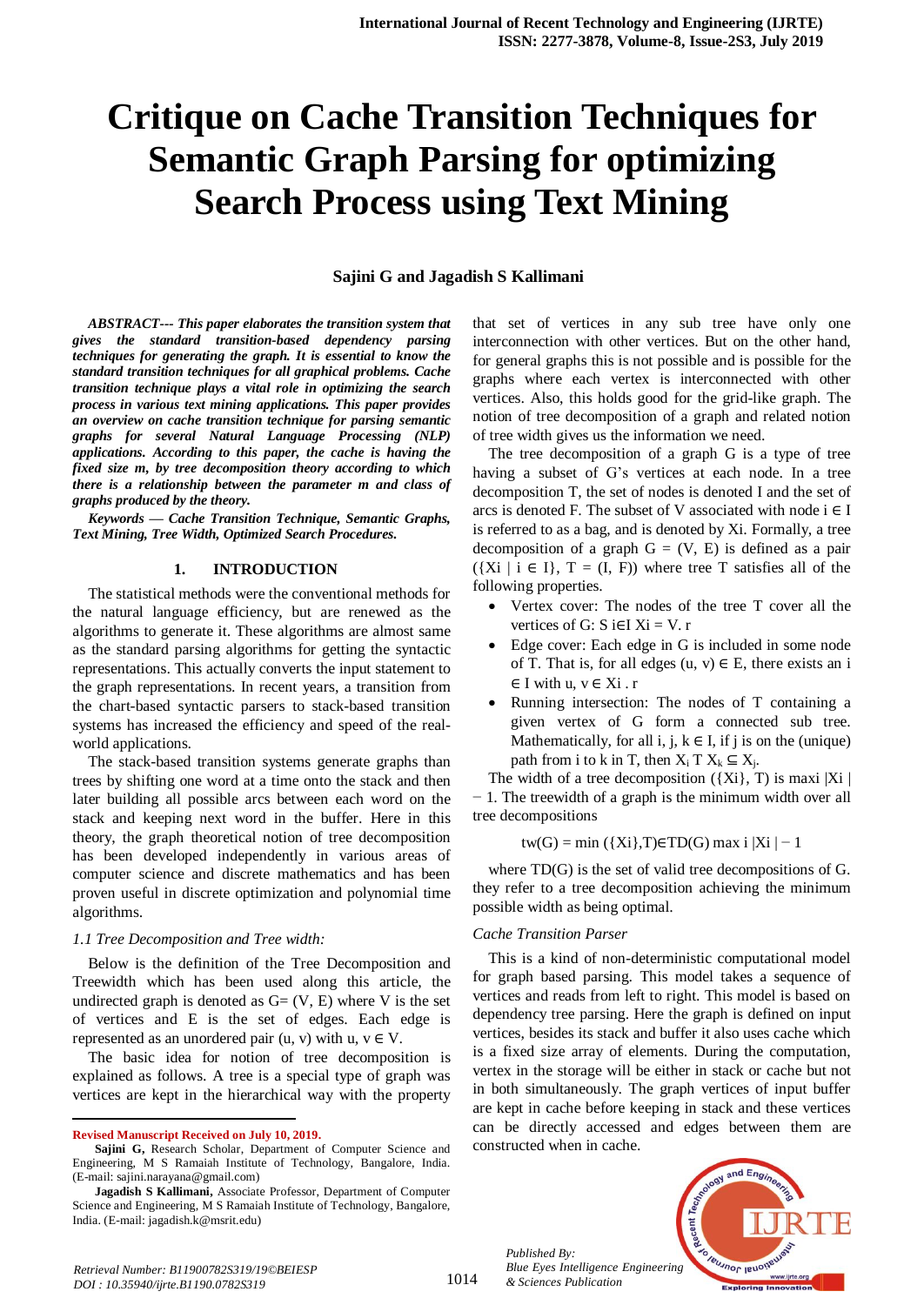# Critique on Cache Transition Techniques for Semantic Graph Parsing for optimizing Search Process using Text Mining

**Sajini G and Jagadish S Kallimani**

***ABSTRACT--- This paper elaborates the transition system that gives the standard transition-based dependency parsing techniques for generating the graph. It is essential to know the standard transition techniques for all graphical problems. Cache transition technique plays a vital role in optimizing the search process in various text mining applications. This paper provides an overview on cache transition technique for parsing semantic graphs for several Natural Language Processing (NLP) applications. According to this paper, the cache is having the fixed size m, by tree decomposition theory according to which there is a relationship between the parameter m and class of graphs produced by the theory.***

***Keywords — Cache Transition Technique, Semantic Graphs, Text Mining, Tree Width, Optimized Search Procedures.***

## 1. INTRODUCTION

The statistical methods were the conventional methods for the natural language efficiency, but are renewed as the algorithms to generate it. These algorithms are almost same as the standard parsing algorithms for getting the syntactic representations. This actually converts the input statement to the graph representations. In recent years, a transition from the chart-based syntactic parsers to stack-based transition systems has increased the efficiency and speed of the real-world applications.

The stack-based transition systems generate graphs than trees by shifting one word at a time onto the stack and then later building all possible arcs between each word on the stack and keeping next word in the buffer. Here in this theory, the graph theoretical notion of tree decomposition has been developed independently in various areas of computer science and discrete mathematics and has been proven useful in discrete optimization and polynomial time algorithms.

### *1.1 Tree Decomposition and Tree width:*

Below is the definition of the Tree Decomposition and Treewidth which has been used along this article, the undirected graph is denoted as $G= (V, E)$ where V is the set of vertices and E is the set of edges. Each edge is represented as an unordered pair (u, v) with $u, v \in V$.

The basic idea for notion of tree decomposition is explained as follows. A tree is a special type of graph was vertices are kept in the hierarchical way with the property that set of vertices in any sub tree have only one interconnection with other vertices. But on the other hand, for general graphs this is not possible and is possible for the graphs where each vertex is interconnected with other vertices. Also, this holds good for the grid-like graph. The notion of tree decomposition of a graph and related notion of tree width gives us the information we need.

The tree decomposition of a graph G is a type of tree having a subset of G's vertices at each node. In a tree decomposition T, the set of nodes is denoted I and the set of arcs is denoted F. The subset of V associated with node $i \in I$ is referred to as a bag, and is denoted by Xi. Formally, a tree decomposition of a graph G = (V, E) is defined as a pair $(\{X_i \mid i \in I\}, T = (I, F))$ where tree T satisfies all of the following properties.

- Vertex cover: The nodes of the tree T cover all the vertices of G: S i∈I Xi = V. r
- Edge cover: Each edge in G is included in some node of T. That is, for all edges $(u, v) \in E$, there exists an $i \in I$ with $u, v \in X_i$ . r
- Running intersection: The nodes of T containing a given vertex of G form a connected sub tree. Mathematically, for all i, j, $k \in I$, if j is on the (unique) path from i to k in T, then $X_i$ T $X_k \subseteq X_j$.

The width of a tree decomposition ({Xi}, T) is $\max_i |X_i| - 1$. The treewidth of a graph is the minimum width over all tree decompositions

$$tw(G) = \min_{(\{X_i\},T)\in TD(G)} \max_i |X_i| - 1$$

where TD(G) is the set of valid tree decompositions of G. they refer to a tree decomposition achieving the minimum possible width as being optimal.

### *Cache Transition Parser*

This is a kind of non-deterministic computational model for graph based parsing. This model takes a sequence of vertices and reads from left to right. This model is based on dependency tree parsing. Here the graph is defined on input vertices, besides its stack and buffer it also uses cache which is a fixed size array of elements. During the computation, vertex in the storage will be either in stack or cache but not in both simultaneously. The graph vertices of input buffer are kept in cache before keeping in stack and these vertices can be directly accessed and edges between them are constructed when in cache.

---

**Revised Manuscript Received on July 10, 2019.**

**Sajini G,** Research Scholar, Department of Computer Science and Engineering, M S Ramaiah Institute of Technology, Bangalore, India. (E-mail: sajini.narayana@gmail.com)

**Jagadish S Kallimani,** Associate Professor, Department of Computer Science and Engineering, M S Ramaiah Institute of Technology, Bangalore, India. (E-mail: jagadish.k@msrit.edu)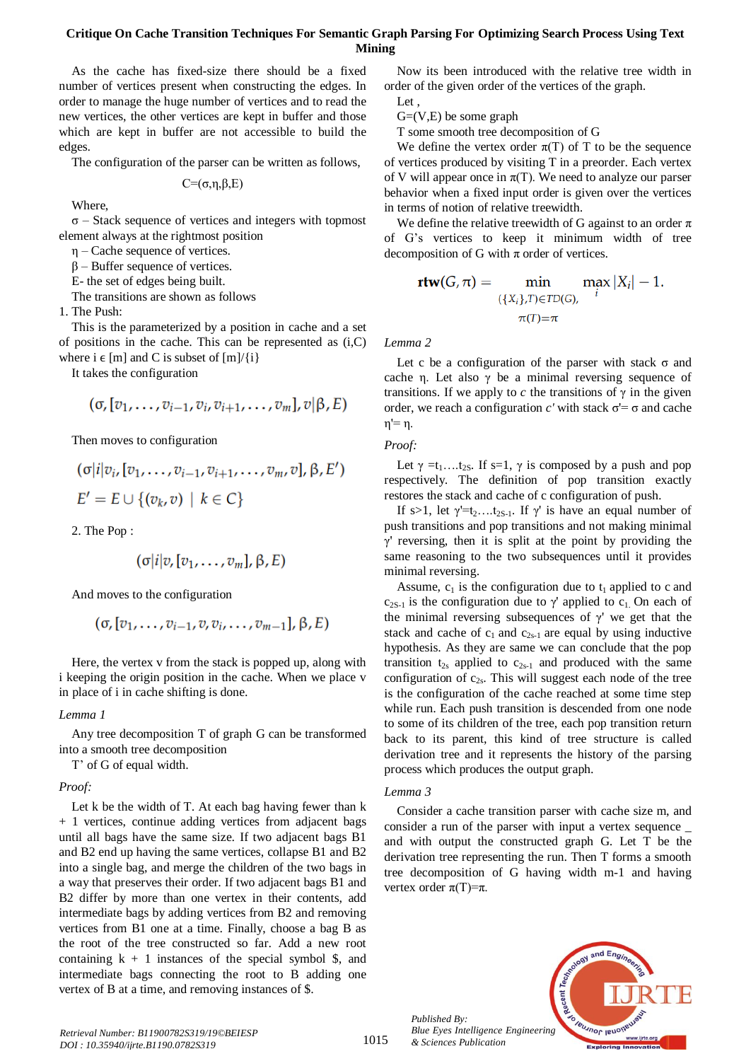As the cache has fixed-size there should be a fixed number of vertices present when constructing the edges. In order to manage the huge number of vertices and to read the new vertices, the other vertices are kept in buffer and those which are kept in buffer are not accessible to build the edges.

The configuration of the parser can be written as follows,

$$C=(\sigma,\eta,\beta,E)$$

Where,

σ – Stack sequence of vertices and integers with topmost element always at the rightmost position

η – Cache sequence of vertices.

β – Buffer sequence of vertices.

E- the set of edges being built.

The transitions are shown as follows

1. The Push:

This is the parameterized by a position in cache and a set of positions in the cache. This can be represented as (i,C) where i ϵ [m] and C is subset of [m]/{i}

It takes the configuration

$$(\sigma,[v_1,\ldots,v_{i-1},v_i,v_{i+1},\ldots,v_m],v|\beta,E)$$

Then moves to configuration

$$(\sigma|i|v_i,[v_1,\ldots,v_{i-1},v_{i+1},\ldots,v_m,v],\beta,E')$$

$$E'=E\cup\{(v_k,v)\mid k\in C\}$$

2. The Pop :

$$(\sigma|i|v,[v_1,\ldots,v_m],\beta,E)$$

And moves to the configuration

$$(\sigma,[v_1,\ldots,v_{i-1},v,v_i,\ldots,v_{m-1}],\beta,E)$$

Here, the vertex v from the stack is popped up, along with i keeping the origin position in the cache. When we place v in place of i in cache shifting is done.

*Lemma 1*

Any tree decomposition T of graph G can be transformed into a smooth tree decomposition

T' of G of equal width.

*Proof:*

Let k be the width of T. At each bag having fewer than k + 1 vertices, continue adding vertices from adjacent bags until all bags have the same size. If two adjacent bags B1 and B2 end up having the same vertices, collapse B1 and B2 into a single bag, and merge the children of the two bags in a way that preserves their order. If two adjacent bags B1 and B2 differ by more than one vertex in their contents, add intermediate bags by adding vertices from B2 and removing vertices from B1 one at a time. Finally, choose a bag B as the root of the tree constructed so far. Add a new root containing k + 1 instances of the special symbol $, and intermediate bags connecting the root to B adding one vertex of B at a time, and removing instances of $.

Now its been introduced with the relative tree width in order of the given order of the vertices of the graph.

Let ,

G=(V,E) be some graph

T some smooth tree decomposition of G

We define the vertex order π(T) of T to be the sequence of vertices produced by visiting T in a preorder. Each vertex of V will appear once in π(T). We need to analyze our parser behavior when a fixed input order is given over the vertices in terms of notion of relative treewidth.

We define the relative treewidth of G against to an order π of G's vertices to keep it minimum width of tree decomposition of G with π order of vertices.

$$\mathbf{rtw}(G,\pi)=\min_{\substack{(\{X_i\},T)\in TD(G),\\ \pi(T)=\pi}}\max_i|X_i|-1.$$

*Lemma 2*

Let c be a configuration of the parser with stack σ and cache η. Let also γ be a minimal reversing sequence of transitions. If we apply to *c* the transitions of γ in the given order, we reach a configuration *c'* with stack σ'= σ and cache η'= η.

*Proof:*

Let γ $=t_1\ldots t_{2S}$. If s=1, γ is composed by a push and pop respectively. The definition of pop transition exactly restores the stack and cache of c configuration of push.

If s>1, let $\gamma'=t_2\ldots t_{2S-1}$. If γ' is have an equal number of push transitions and pop transitions and not making minimal γ' reversing, then it is split at the point by providing the same reasoning to the two subsequences until it provides minimal reversing.

Assume, $c_1$ is the configuration due to $t_1$ applied to c and $c_{2S-1}$ is the configuration due to γ' applied to $c_1$. On each of the minimal reversing subsequences of γ' we get that the stack and cache of $c_1$ and $c_{2s-1}$ are equal by using inductive hypothesis. As they are same we can conclude that the pop transition $t_{2s}$ applied to $c_{2s-1}$ and produced with the same configuration of $c_{2s}$. This will suggest each node of the tree is the configuration of the cache reached at some time step while run. Each push transition is descended from one node to some of its children of the tree, each pop transition return back to its parent, this kind of tree structure is called derivation tree and it represents the history of the parsing process which produces the output graph.

*Lemma 3*

Consider a cache transition parser with cache size m, and consider a run of the parser with input a vertex sequence _ and with output the constructed graph G. Let T be the derivation tree representing the run. Then T forms a smooth tree decomposition of G having width m-1 and having vertex order π(T)=π.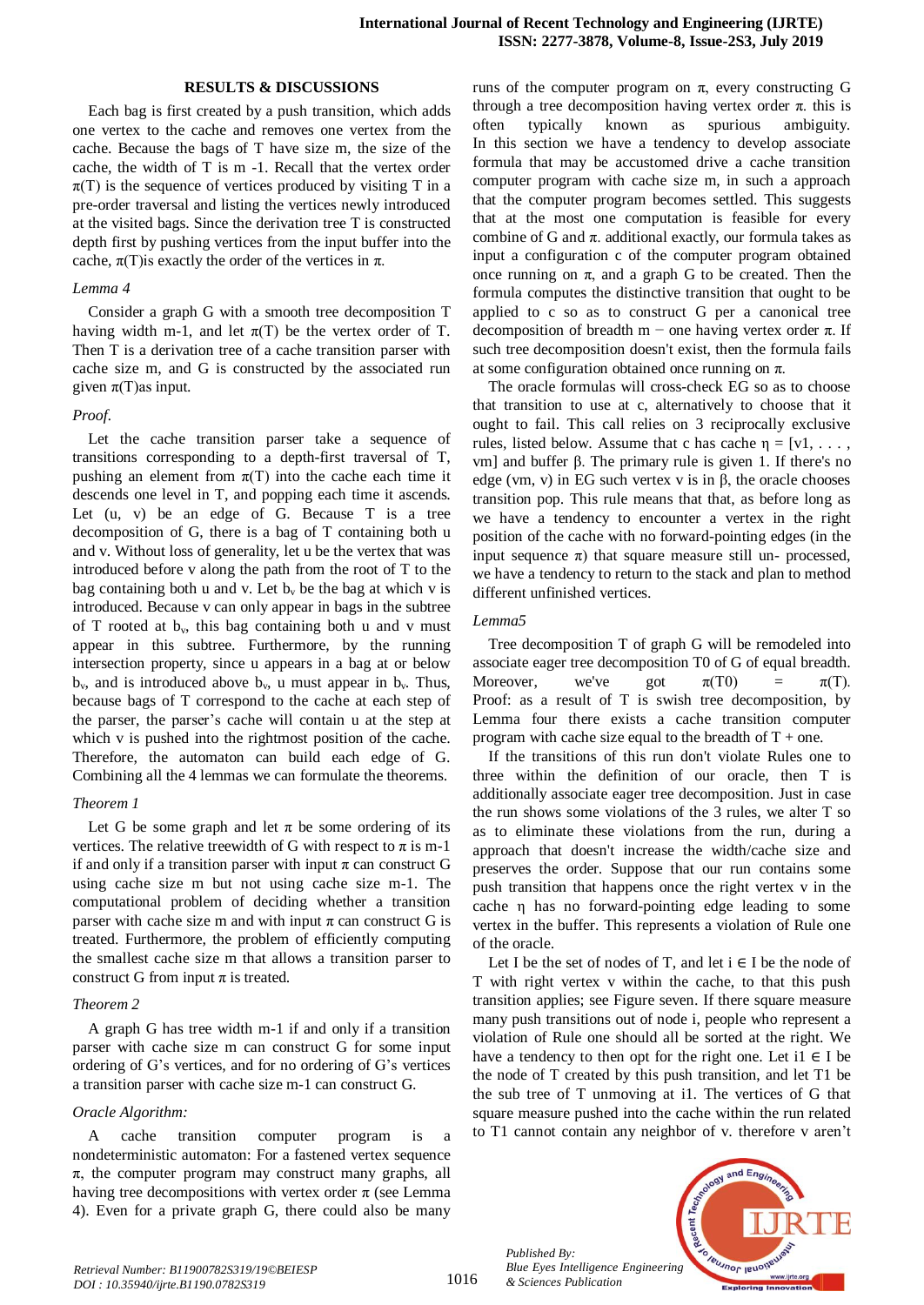## RESULTS & DISCUSSIONS

Each bag is first created by a push transition, which adds one vertex to the cache and removes one vertex from the cache. Because the bags of T have size m, the size of the cache, the width of T is m -1. Recall that the vertex order $\pi(T)$ is the sequence of vertices produced by visiting T in a pre-order traversal and listing the vertices newly introduced at the visited bags. Since the derivation tree T is constructed depth first by pushing vertices from the input buffer into the cache, $\pi(T)$is exactly the order of the vertices in $\pi$.

*Lemma 4*

Consider a graph G with a smooth tree decomposition T having width m-1, and let $\pi(T)$ be the vertex order of T. Then T is a derivation tree of a cache transition parser with cache size m, and G is constructed by the associated run given $\pi(T)$as input.

*Proof.*

Let the cache transition parser take a sequence of transitions corresponding to a depth-first traversal of T, pushing an element from $\pi(T)$ into the cache each time it descends one level in T, and popping each time it ascends. Let (u, v) be an edge of G. Because T is a tree decomposition of G, there is a bag of T containing both u and v. Without loss of generality, let u be the vertex that was introduced before v along the path from the root of T to the bag containing both u and v. Let $b_v$ be the bag at which v is introduced. Because v can only appear in bags in the subtree of T rooted at $b_v$, this bag containing both u and v must appear in this subtree. Furthermore, by the running intersection property, since u appears in a bag at or below $b_v$, and is introduced above $b_v$, u must appear in $b_v$. Thus, because bags of T correspond to the cache at each step of the parser, the parser's cache will contain u at the step at which v is pushed into the rightmost position of the cache. Therefore, the automaton can build each edge of G. Combining all the 4 lemmas we can formulate the theorems.

*Theorem 1*

Let G be some graph and let $\pi$ be some ordering of its vertices. The relative treewidth of G with respect to $\pi$ is m-1 if and only if a transition parser with input $\pi$ can construct G using cache size m but not using cache size m-1. The computational problem of deciding whether a transition parser with cache size m and with input $\pi$ can construct G is treated. Furthermore, the problem of efficiently computing the smallest cache size m that allows a transition parser to construct G from input $\pi$ is treated.

*Theorem 2*

A graph G has tree width m-1 if and only if a transition parser with cache size m can construct G for some input ordering of G's vertices, and for no ordering of G's vertices a transition parser with cache size m-1 can construct G.

*Oracle Algorithm:*

A cache transition computer program is a nondeterministic automaton: For a fastened vertex sequence $\pi$, the computer program may construct many graphs, all having tree decompositions with vertex order $\pi$ (see Lemma 4). Even for a private graph G, there could also be many runs of the computer program on $\pi$, every constructing G through a tree decomposition having vertex order $\pi$. this is often typically known as spurious ambiguity. In this section we have a tendency to develop associate formula that may be accustomed drive a cache transition computer program with cache size m, in such a approach that the computer program becomes settled. This suggests that at the most one computation is feasible for every combine of G and $\pi$. additional exactly, our formula takes as input a configuration c of the computer program obtained once running on $\pi$, and a graph G to be created. Then the formula computes the distinctive transition that ought to be applied to c so as to construct G per a canonical tree decomposition of breadth m − one having vertex order $\pi$. If such tree decomposition doesn't exist, then the formula fails at some configuration obtained once running on $\pi$.

The oracle formulas will cross-check EG so as to choose that transition to use at c, alternatively to choose that it ought to fail. This call relies on 3 reciprocally exclusive rules, listed below. Assume that c has cache $\eta$ = [v1, . . . , vm] and buffer $\beta$. The primary rule is given 1. If there's no edge (vm, v) in EG such vertex v is in $\beta$, the oracle chooses transition pop. This rule means that that, as before long as we have a tendency to encounter a vertex in the right position of the cache with no forward-pointing edges (in the input sequence $\pi$) that square measure still un- processed, we have a tendency to return to the stack and plan to method different unfinished vertices.

*Lemma5*

Tree decomposition T of graph G will be remodeled into associate eager tree decomposition T0 of G of equal breadth. Moreover, we've got $\pi(T0)$ = $\pi(T)$. Proof: as a result of T is swish tree decomposition, by Lemma four there exists a cache transition computer program with cache size equal to the breadth of T + one.

If the transitions of this run don't violate Rules one to three within the definition of our oracle, then T is additionally associate eager tree decomposition. Just in case the run shows some violations of the 3 rules, we alter T so as to eliminate these violations from the run, during a approach that doesn't increase the width/cache size and preserves the order. Suppose that our run contains some push transition that happens once the right vertex v in the cache $\eta$ has no forward-pointing edge leading to some vertex in the buffer. This represents a violation of Rule one of the oracle.

Let I be the set of nodes of T, and let i ∈ I be the node of T with right vertex v within the cache, to that this push transition applies; see Figure seven. If there square measure many push transitions out of node i, people who represent a violation of Rule one should all be sorted at the right. We have a tendency to then opt for the right one. Let i1 ∈ I be the node of T created by this push transition, and let T1 be the sub tree of T unmoving at i1. The vertices of G that square measure pushed into the cache within the run related to T1 cannot contain any neighbor of v. therefore v aren't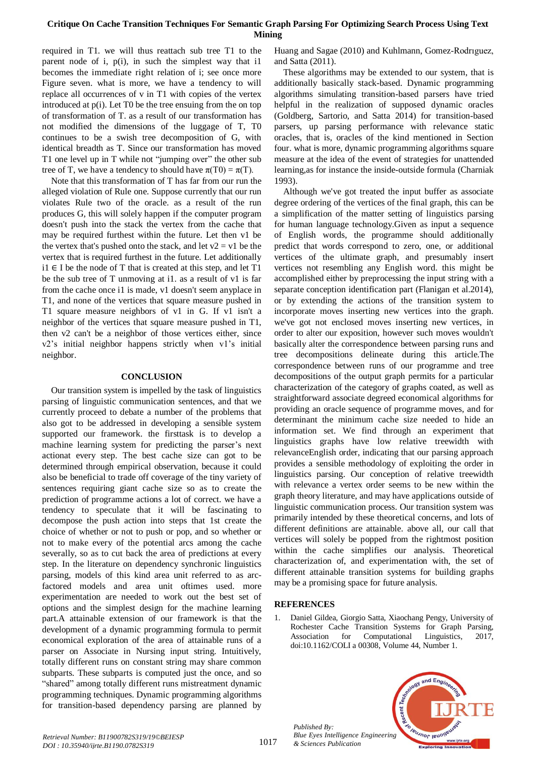required in T1. we will thus reattach sub tree T1 to the parent node of i, p(i), in such the simplest way that i1 becomes the immediate right relation of i; see once more Figure seven. what is more, we have a tendency to will replace all occurrences of v in T1 with copies of the vertex introduced at p(i). Let T0 be the tree ensuing from the on top of transformation of T. as a result of our transformation has not modified the dimensions of the luggage of T, T0 continues to be a swish tree decomposition of G, with identical breadth as T. Since our transformation has moved T1 one level up in T while not "jumping over" the other sub tree of T, we have a tendency to should have $\pi(T0) = \pi(T)$.

Note that this transformation of T has far from our run the alleged violation of Rule one. Suppose currently that our run violates Rule two of the oracle. as a result of the run produces G, this will solely happen if the computer program doesn't push into the stack the vertex from the cache that may be required furthest within the future. Let then v1 be the vertex that's pushed onto the stack, and let v2 = v1 be the vertex that is required furthest in the future. Let additionally $i1 \in I$ be the node of T that is created at this step, and let T1 be the sub tree of T unmoving at i1. as a result of v1 is far from the cache once i1 is made, v1 doesn't seem anyplace in T1, and none of the vertices that square measure pushed in T1 square measure neighbors of v1 in G. If v1 isn't a neighbor of the vertices that square measure pushed in T1, then v2 can't be a neighbor of those vertices either, since v2's initial neighbor happens strictly when v1's initial neighbor.

## CONCLUSION

Our transition system is impelled by the task of linguistics parsing of linguistic communication sentences, and that we currently proceed to debate a number of the problems that also got to be addressed in developing a sensible system supported our framework. the firsttask is to develop a machine learning system for predicting the parser's next actionat every step. The best cache size can got to be determined through empirical observation, because it could also be beneficial to trade off coverage of the tiny variety of sentences requiring giant cache size so as to create the prediction of programme actions a lot of correct. we have a tendency to speculate that it will be fascinating to decompose the push action into steps that 1st create the choice of whether or not to push or pop, and so whether or not to make every of the potential arcs among the cache severally, so as to cut back the area of predictions at every step. In the literature on dependency synchronic linguistics parsing, models of this kind area unit referred to as arc-factored models and area unit oftimes used. more experimentation are needed to work out the best set of options and the simplest design for the machine learning part.A attainable extension of our framework is that the development of a dynamic programming formula to permit economical exploration of the area of attainable runs of a parser on Associate in Nursing input string. Intuitively, totally different runs on constant string may share common subparts. These subparts is computed just the once, and so "shared" among totally different runs mistreatment dynamic programming techniques. Dynamic programming algorithms for transition-based dependency parsing are planned by Huang and Sagae (2010) and Kuhlmann, Gomez-Rodrıguez, and Satta (2011).

These algorithms may be extended to our system, that is additionally basically stack-based. Dynamic programming algorithms simulating transition-based parsers have tried helpful in the realization of supposed dynamic oracles (Goldberg, Sartorio, and Satta 2014) for transition-based parsers, up parsing performance with relevance static oracles, that is, oracles of the kind mentioned in Section four. what is more, dynamic programming algorithms square measure at the idea of the event of strategies for unattended learning,as for instance the inside-outside formula (Charniak 1993).

Although we've got treated the input buffer as associate degree ordering of the vertices of the final graph, this can be a simplification of the matter setting of linguistics parsing for human language technology.Given as input a sequence of English words, the programme should additionally predict that words correspond to zero, one, or additional vertices of the ultimate graph, and presumably insert vertices not resembling any English word. this might be accomplished either by preprocessing the input string with a separate conception identification part (Flanigan et al.2014), or by extending the actions of the transition system to incorporate moves inserting new vertices into the graph. we've got not enclosed moves inserting new vertices, in order to alter our exposition, however such moves wouldn't basically alter the correspondence between parsing runs and tree decompositions delineate during this article.The correspondence between runs of our programme and tree decompositions of the output graph permits for a particular characterization of the category of graphs coated, as well as straightforward associate degreed economical algorithms for providing an oracle sequence of programme moves, and for determinant the minimum cache size needed to hide an information set. We find through an experiment that linguistics graphs have low relative treewidth with relevanceEnglish order, indicating that our parsing approach provides a sensible methodology of exploiting the order in linguistics parsing. Our conception of relative treewidth with relevance a vertex order seems to be new within the graph theory literature, and may have applications outside of linguistic communication process. Our transition system was primarily intended by these theoretical concerns, and lots of different definitions are attainable. above all, our call that vertices will solely be popped from the rightmost position within the cache simplifies our analysis. Theoretical characterization of, and experimentation with, the set of different attainable transition systems for building graphs may be a promising space for future analysis.

## REFERENCES

1. Daniel Gildea, Giorgio Satta, Xiaochang Pengy, University of Rochester Cache Transition Systems for Graph Parsing, Association for Computational Linguistics, 2017, doi:10.1162/COLI a 00308, Volume 44, Number 1.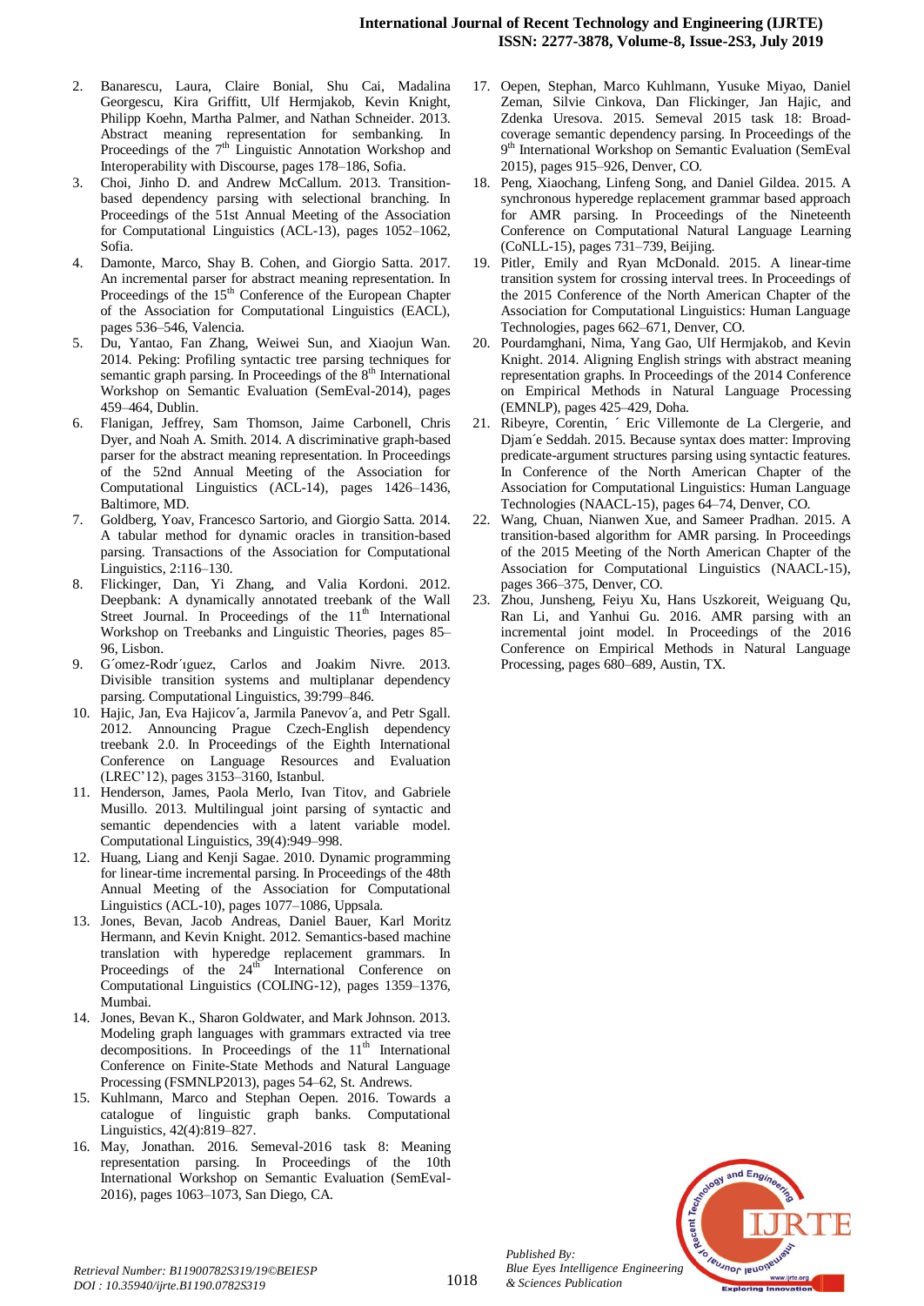2. Banarescu, Laura, Claire Bonial, Shu Cai, Madalina Georgescu, Kira Griffitt, Ulf Hermjakob, Kevin Knight, Philipp Koehn, Martha Palmer, and Nathan Schneider. 2013. Abstract meaning representation for sembanking. In Proceedings of the 7th Linguistic Annotation Workshop and Interoperability with Discourse, pages 178–186, Sofia.
3. Choi, Jinho D. and Andrew McCallum. 2013. Transition-based dependency parsing with selectional branching. In Proceedings of the 51st Annual Meeting of the Association for Computational Linguistics (ACL-13), pages 1052–1062, Sofia.
4. Damonte, Marco, Shay B. Cohen, and Giorgio Satta. 2017. An incremental parser for abstract meaning representation. In Proceedings of the 15th Conference of the European Chapter of the Association for Computational Linguistics (EACL), pages 536–546, Valencia.
5. Du, Yantao, Fan Zhang, Weiwei Sun, and Xiaojun Wan. 2014. Peking: Profiling syntactic tree parsing techniques for semantic graph parsing. In Proceedings of the 8th International Workshop on Semantic Evaluation (SemEval-2014), pages 459–464, Dublin.
6. Flanigan, Jeffrey, Sam Thomson, Jaime Carbonell, Chris Dyer, and Noah A. Smith. 2014. A discriminative graph-based parser for the abstract meaning representation. In Proceedings of the 52nd Annual Meeting of the Association for Computational Linguistics (ACL-14), pages 1426–1436, Baltimore, MD.
7. Goldberg, Yoav, Francesco Sartorio, and Giorgio Satta. 2014. A tabular method for dynamic oracles in transition-based parsing. Transactions of the Association for Computational Linguistics, 2:116–130.
8. Flickinger, Dan, Yi Zhang, and Valia Kordoni. 2012. Deepbank: A dynamically annotated treebank of the Wall Street Journal. In Proceedings of the 11th International Workshop on Treebanks and Linguistic Theories, pages 85–96, Lisbon.
9. G´omez-Rodr´ıguez, Carlos and Joakim Nivre. 2013. Divisible transition systems and multiplanar dependency parsing. Computational Linguistics, 39:799–846.
10. Hajic, Jan, Eva Hajicov´a, Jarmila Panevov´a, and Petr Sgall. 2012. Announcing Prague Czech-English dependency treebank 2.0. In Proceedings of the Eighth International Conference on Language Resources and Evaluation (LREC'12), pages 3153–3160, Istanbul.
11. Henderson, James, Paola Merlo, Ivan Titov, and Gabriele Musillo. 2013. Multilingual joint parsing of syntactic and semantic dependencies with a latent variable model. Computational Linguistics, 39(4):949–998.
12. Huang, Liang and Kenji Sagae. 2010. Dynamic programming for linear-time incremental parsing. In Proceedings of the 48th Annual Meeting of the Association for Computational Linguistics (ACL-10), pages 1077–1086, Uppsala.
13. Jones, Bevan, Jacob Andreas, Daniel Bauer, Karl Moritz Hermann, and Kevin Knight. 2012. Semantics-based machine translation with hyperedge replacement grammars. In Proceedings of the 24th International Conference on Computational Linguistics (COLING-12), pages 1359–1376, Mumbai.
14. Jones, Bevan K., Sharon Goldwater, and Mark Johnson. 2013. Modeling graph languages with grammars extracted via tree decompositions. In Proceedings of the 11th International Conference on Finite-State Methods and Natural Language Processing (FSMNLP2013), pages 54–62, St. Andrews.
15. Kuhlmann, Marco and Stephan Oepen. 2016. Towards a catalogue of linguistic graph banks. Computational Linguistics, 42(4):819–827.
16. May, Jonathan. 2016. Semeval-2016 task 8: Meaning representation parsing. In Proceedings of the 10th International Workshop on Semantic Evaluation (SemEval-2016), pages 1063–1073, San Diego, CA.
17. Oepen, Stephan, Marco Kuhlmann, Yusuke Miyao, Daniel Zeman, Silvie Cinkova, Dan Flickinger, Jan Hajic, and Zdenka Uresova. 2015. Semeval 2015 task 18: Broad-coverage semantic dependency parsing. In Proceedings of the 9th International Workshop on Semantic Evaluation (SemEval 2015), pages 915–926, Denver, CO.
18. Peng, Xiaochang, Linfeng Song, and Daniel Gildea. 2015. A synchronous hyperedge replacement grammar based approach for AMR parsing. In Proceedings of the Nineteenth Conference on Computational Natural Language Learning (CoNLL-15), pages 731–739, Beijing.
19. Pitler, Emily and Ryan McDonald. 2015. A linear-time transition system for crossing interval trees. In Proceedings of the 2015 Conference of the North American Chapter of the Association for Computational Linguistics: Human Language Technologies, pages 662–671, Denver, CO.
20. Pourdamghani, Nima, Yang Gao, Ulf Hermjakob, and Kevin Knight. 2014. Aligning English strings with abstract meaning representation graphs. In Proceedings of the 2014 Conference on Empirical Methods in Natural Language Processing (EMNLP), pages 425–429, Doha.
21. Ribeyre, Corentin, ´ Eric Villemonte de La Clergerie, and Djam´e Seddah. 2015. Because syntax does matter: Improving predicate-argument structures parsing using syntactic features. In Conference of the North American Chapter of the Association for Computational Linguistics: Human Language Technologies (NAACL-15), pages 64–74, Denver, CO.
22. Wang, Chuan, Nianwen Xue, and Sameer Pradhan. 2015. A transition-based algorithm for AMR parsing. In Proceedings of the 2015 Meeting of the North American Chapter of the Association for Computational Linguistics (NAACL-15), pages 366–375, Denver, CO.
23. Zhou, Junsheng, Feiyu Xu, Hans Uszkoreit, Weiguang Qu, Ran Li, and Yanhui Gu. 2016. AMR parsing with an incremental joint model. In Proceedings of the 2016 Conference on Empirical Methods in Natural Language Processing, pages 680–689, Austin, TX.